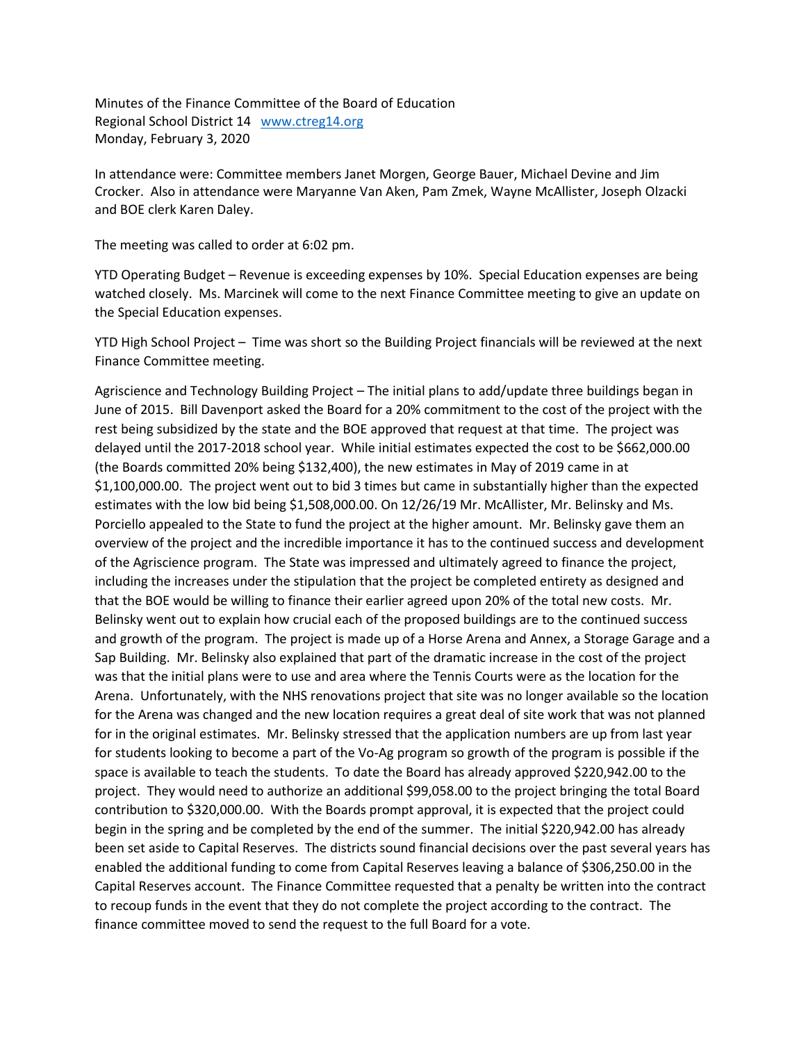Minutes of the Finance Committee of the Board of Education
Regional School District 14 [www.ctreg14.org](http://www.ctreg14.org)
Monday, February 3, 2020

In attendance were: Committee members Janet Morgen, George Bauer, Michael Devine and Jim Crocker. Also in attendance were Maryanne Van Aken, Pam Zmek, Wayne McAllister, Joseph Olzacki and BOE clerk Karen Daley.

The meeting was called to order at 6:02 pm.

YTD Operating Budget – Revenue is exceeding expenses by 10%. Special Education expenses are being watched closely. Ms. Marcinek will come to the next Finance Committee meeting to give an update on the Special Education expenses.

YTD High School Project – Time was short so the Building Project financials will be reviewed at the next Finance Committee meeting.

Agriscience and Technology Building Project – The initial plans to add/update three buildings began in June of 2015. Bill Davenport asked the Board for a 20% commitment to the cost of the project with the rest being subsidized by the state and the BOE approved that request at that time. The project was delayed until the 2017-2018 school year. While initial estimates expected the cost to be $662,000.00 (the Boards committed 20% being $132,400), the new estimates in May of 2019 came in at $1,100,000.00. The project went out to bid 3 times but came in substantially higher than the expected estimates with the low bid being $1,508,000.00. On 12/26/19 Mr. McAllister, Mr. Belinsky and Ms. Porciello appealed to the State to fund the project at the higher amount. Mr. Belinsky gave them an overview of the project and the incredible importance it has to the continued success and development of the Agriscience program. The State was impressed and ultimately agreed to finance the project, including the increases under the stipulation that the project be completed entirety as designed and that the BOE would be willing to finance their earlier agreed upon 20% of the total new costs. Mr. Belinsky went out to explain how crucial each of the proposed buildings are to the continued success and growth of the program. The project is made up of a Horse Arena and Annex, a Storage Garage and a Sap Building. Mr. Belinsky also explained that part of the dramatic increase in the cost of the project was that the initial plans were to use and area where the Tennis Courts were as the location for the Arena. Unfortunately, with the NHS renovations project that site was no longer available so the location for the Arena was changed and the new location requires a great deal of site work that was not planned for in the original estimates. Mr. Belinsky stressed that the application numbers are up from last year for students looking to become a part of the Vo-Ag program so growth of the program is possible if the space is available to teach the students. To date the Board has already approved $220,942.00 to the project. They would need to authorize an additional $99,058.00 to the project bringing the total Board contribution to $320,000.00. With the Boards prompt approval, it is expected that the project could begin in the spring and be completed by the end of the summer. The initial $220,942.00 has already been set aside to Capital Reserves. The districts sound financial decisions over the past several years has enabled the additional funding to come from Capital Reserves leaving a balance of $306,250.00 in the Capital Reserves account. The Finance Committee requested that a penalty be written into the contract to recoup funds in the event that they do not complete the project according to the contract. The finance committee moved to send the request to the full Board for a vote.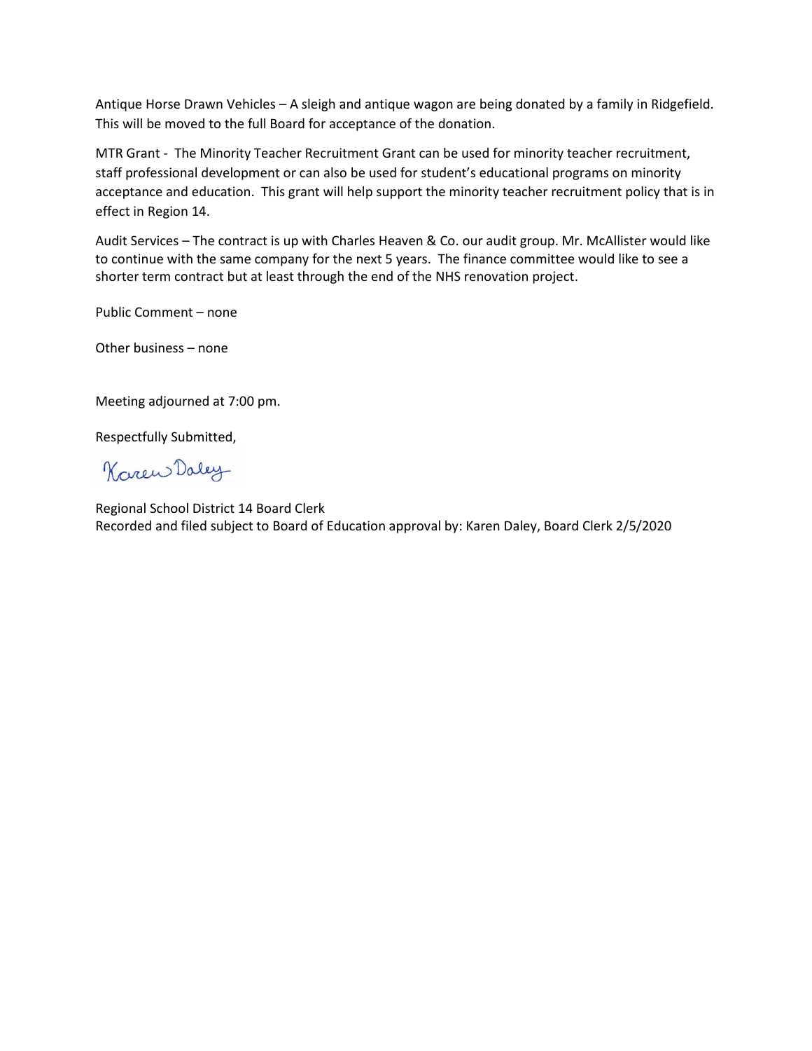Antique Horse Drawn Vehicles – A sleigh and antique wagon are being donated by a family in Ridgefield. This will be moved to the full Board for acceptance of the donation.

MTR Grant - The Minority Teacher Recruitment Grant can be used for minority teacher recruitment, staff professional development or can also be used for student's educational programs on minority acceptance and education. This grant will help support the minority teacher recruitment policy that is in effect in Region 14.

Audit Services – The contract is up with Charles Heaven & Co. our audit group. Mr. McAllister would like to continue with the same company for the next 5 years. The finance committee would like to see a shorter term contract but at least through the end of the NHS renovation project.

Public Comment – none

Other business – none

Meeting adjourned at 7:00 pm.

Respectfully Submitted,

Karen Daley

Regional School District 14 Board Clerk
Recorded and filed subject to Board of Education approval by: Karen Daley, Board Clerk 2/5/2020